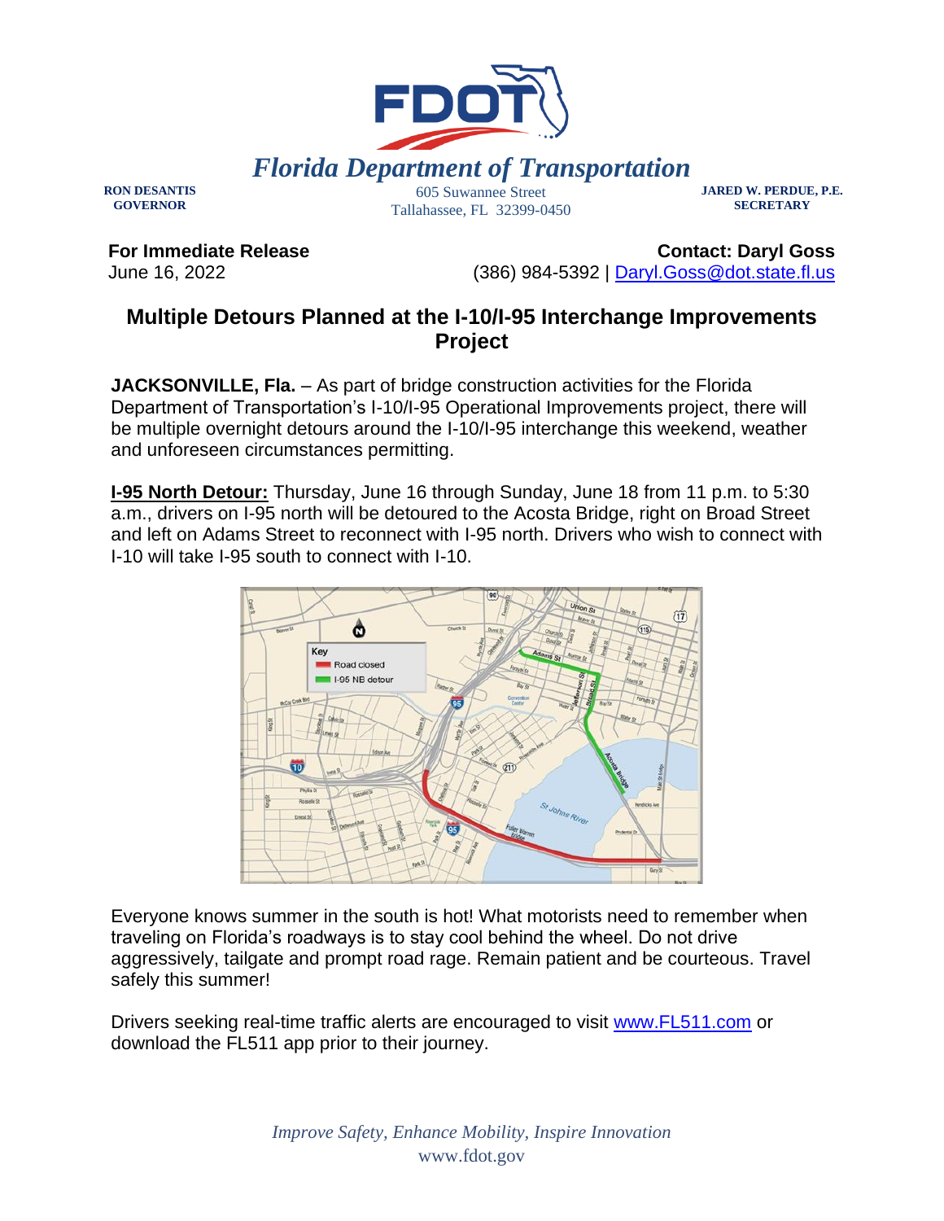**Florida Department of Transportation**

RON DESANTIS
GOVERNOR

605 Suwannee Street
Tallahassee, FL 32399-0450

JARED W. PERDUE, P.E.
SECRETARY

**For Immediate Release**
June 16, 2022

**Contact: Daryl Goss**
(386) 984-5392 | Daryl.Goss@dot.state.fl.us

# Multiple Detours Planned at the I-10/I-95 Interchange Improvements Project

**JACKSONVILLE, Fla.** – As part of bridge construction activities for the Florida Department of Transportation's I-10/I-95 Operational Improvements project, there will be multiple overnight detours around the I-10/I-95 interchange this weekend, weather and unforeseen circumstances permitting.

**I-95 North Detour:** Thursday, June 16 through Sunday, June 18 from 11 p.m. to 5:30 a.m., drivers on I-95 north will be detoured to the Acosta Bridge, right on Broad Street and left on Adams Street to reconnect with I-95 north. Drivers who wish to connect with I-10 will take I-95 south to connect with I-10.

Everyone knows summer in the south is hot! What motorists need to remember when traveling on Florida's roadways is to stay cool behind the wheel. Do not drive aggressively, tailgate and prompt road rage. Remain patient and be courteous. Travel safely this summer!

Drivers seeking real-time traffic alerts are encouraged to visit www.FL511.com or download the FL511 app prior to their journey.

*Improve Safety, Enhance Mobility, Inspire Innovation*
www.fdot.gov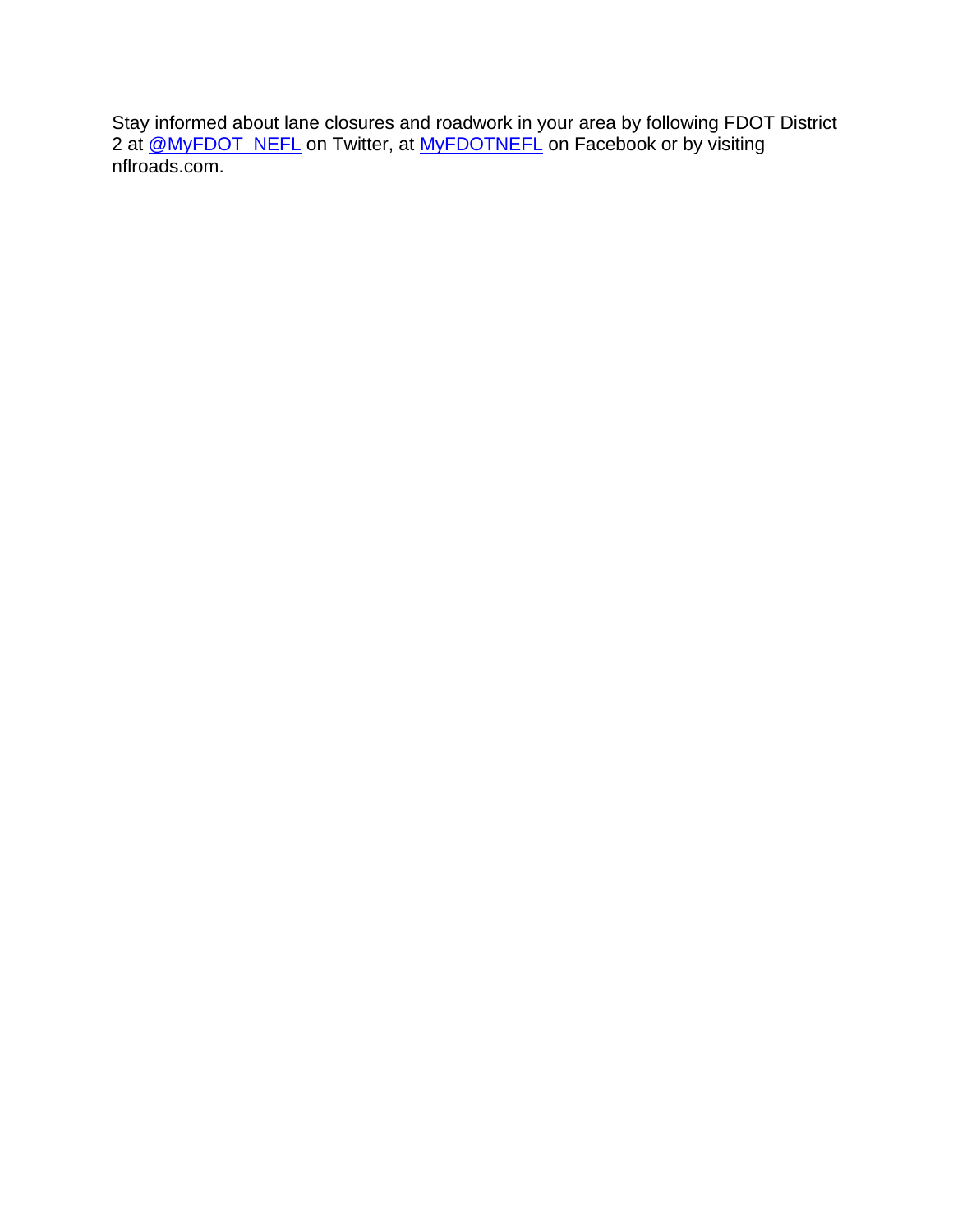Stay informed about lane closures and roadwork in your area by following FDOT District 2 at @MyFDOT_NEFL on Twitter, at MyFDOTNEFL on Facebook or by visiting nflroads.com.